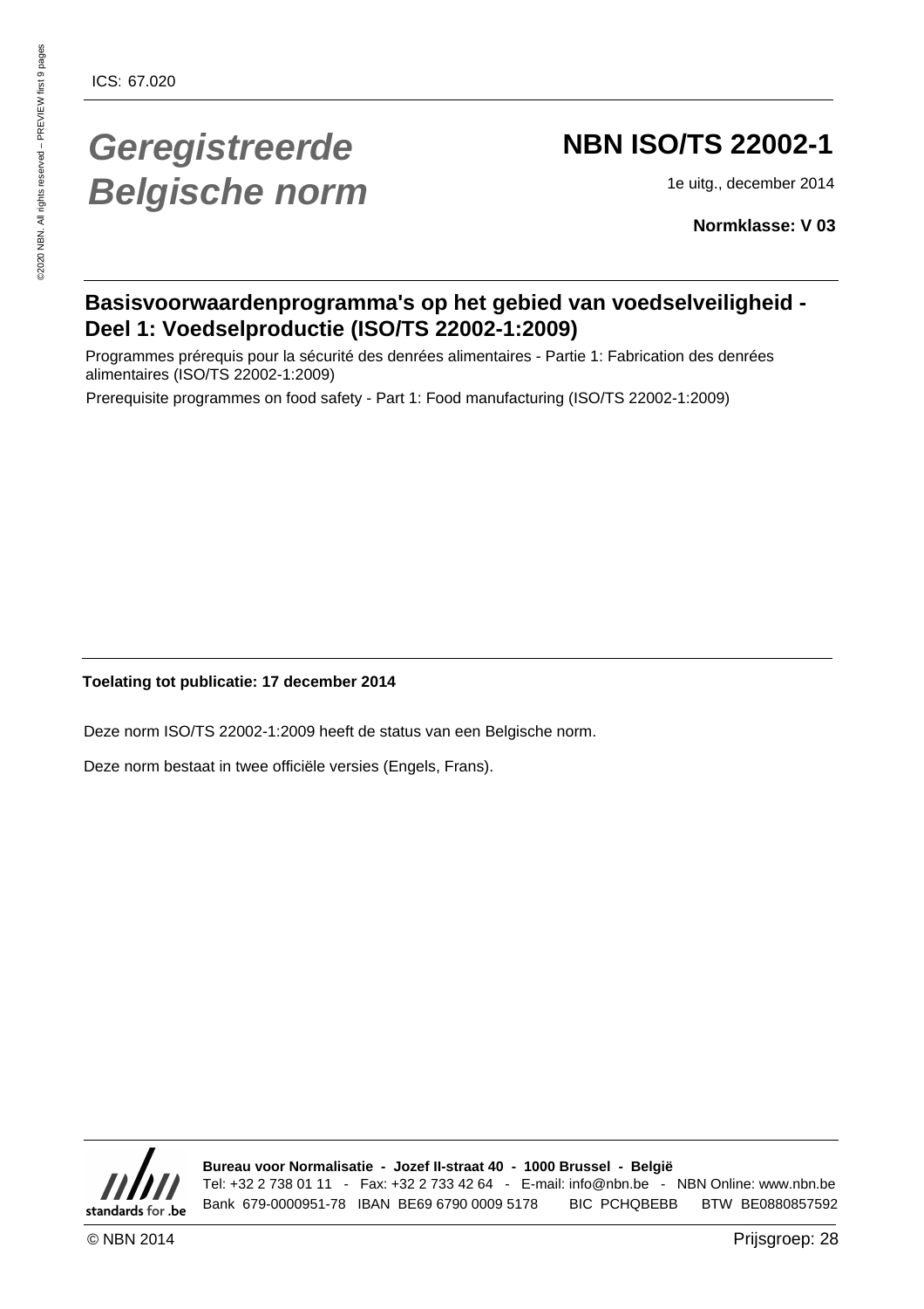ICS: 67.020

# Geregistreerde Belgische norm

# NBN ISO/TS 22002-1

1e uitg., december 2014

**Normklasse: V 03**

## Basisvoorwaardenprogramma's op het gebied van voedselveiligheid - Deel 1: Voedselproductie (ISO/TS 22002-1:2009)

Programmes prérequis pour la sécurité des denrées alimentaires - Partie 1: Fabrication des denrées alimentaires (ISO/TS 22002-1:2009)

Prerequisite programmes on food safety - Part 1: Food manufacturing (ISO/TS 22002-1:2009)

**Toelating tot publicatie: 17 december 2014**

Deze norm ISO/TS 22002-1:2009 heeft de status van een Belgische norm.

Deze norm bestaat in twee officiële versies (Engels, Frans).

standards for .be

**Bureau voor Normalisatie - Jozef II-straat 40 - 1000 Brussel - België**
Tel: +32 2 738 01 11 - Fax: +32 2 733 42 64 - E-mail: info@nbn.be - NBN Online: www.nbn.be
Bank 679-0000951-78 IBAN BE69 6790 0009 5178 BIC PCHQBEBB BTW BE0880857592

© NBN 2014

Prijsgroep: 28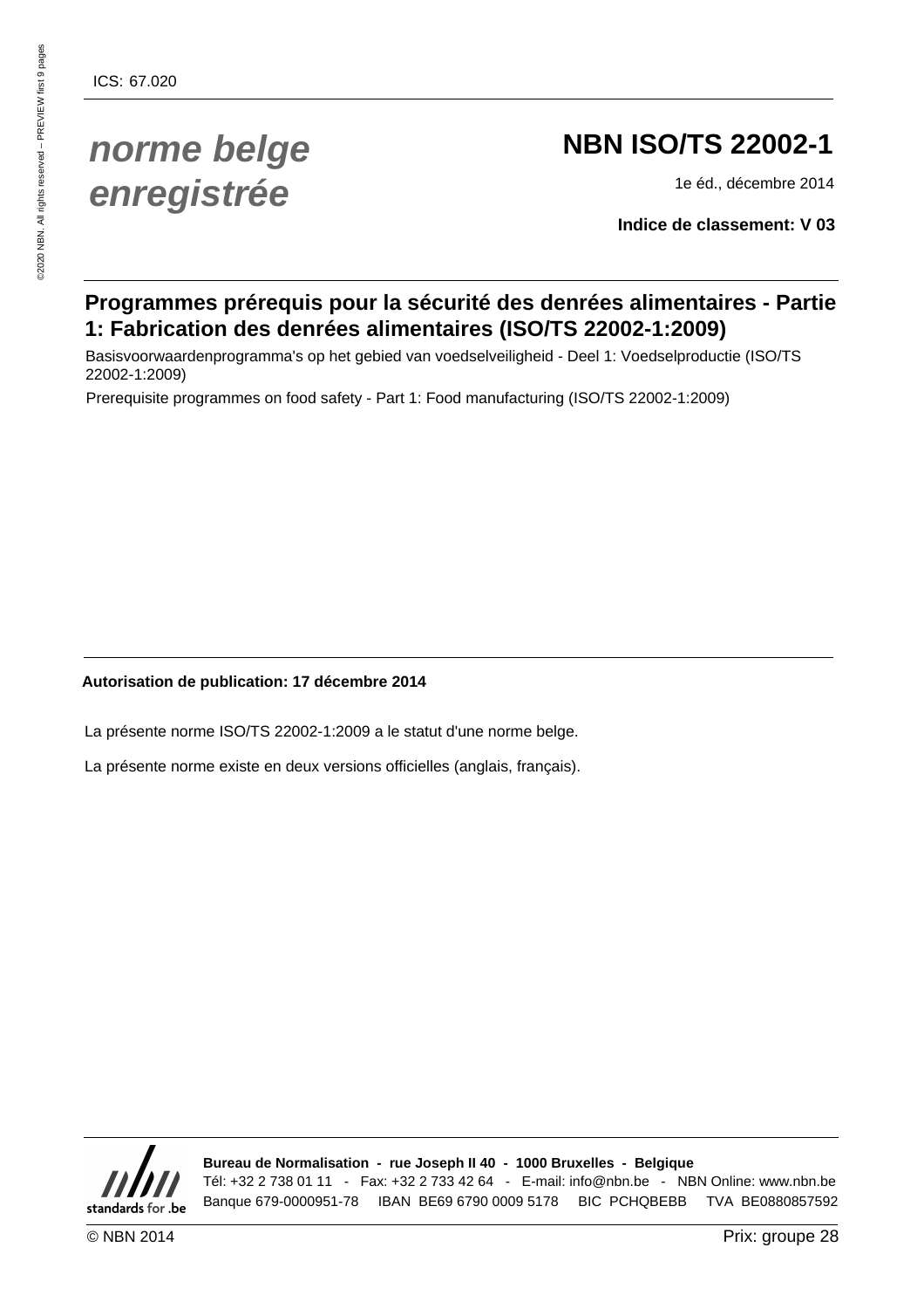ICS: 67.020

*norme belge enregistrée*

# NBN ISO/TS 22002-1

1e éd., décembre 2014

**Indice de classement: V 03**

## Programmes prérequis pour la sécurité des denrées alimentaires - Partie 1: Fabrication des denrées alimentaires (ISO/TS 22002-1:2009)

Basisvoorwaardenprogramma's op het gebied van voedselveiligheid - Deel 1: Voedselproductie (ISO/TS 22002-1:2009)

Prerequisite programmes on food safety - Part 1: Food manufacturing (ISO/TS 22002-1:2009)

**Autorisation de publication: 17 décembre 2014**

La présente norme ISO/TS 22002-1:2009 a le statut d'une norme belge.

La présente norme existe en deux versions officielles (anglais, français).

**Bureau de Normalisation - rue Joseph II 40 - 1000 Bruxelles - Belgique**

Tél: +32 2 738 01 11 - Fax: +32 2 733 42 64 - E-mail: info@nbn.be - NBN Online: www.nbn.be

Banque 679-0000951-78 IBAN BE69 6790 0009 5178 BIC PCHQBEBB TVA BE0880857592

© NBN 2014

Prix: groupe 28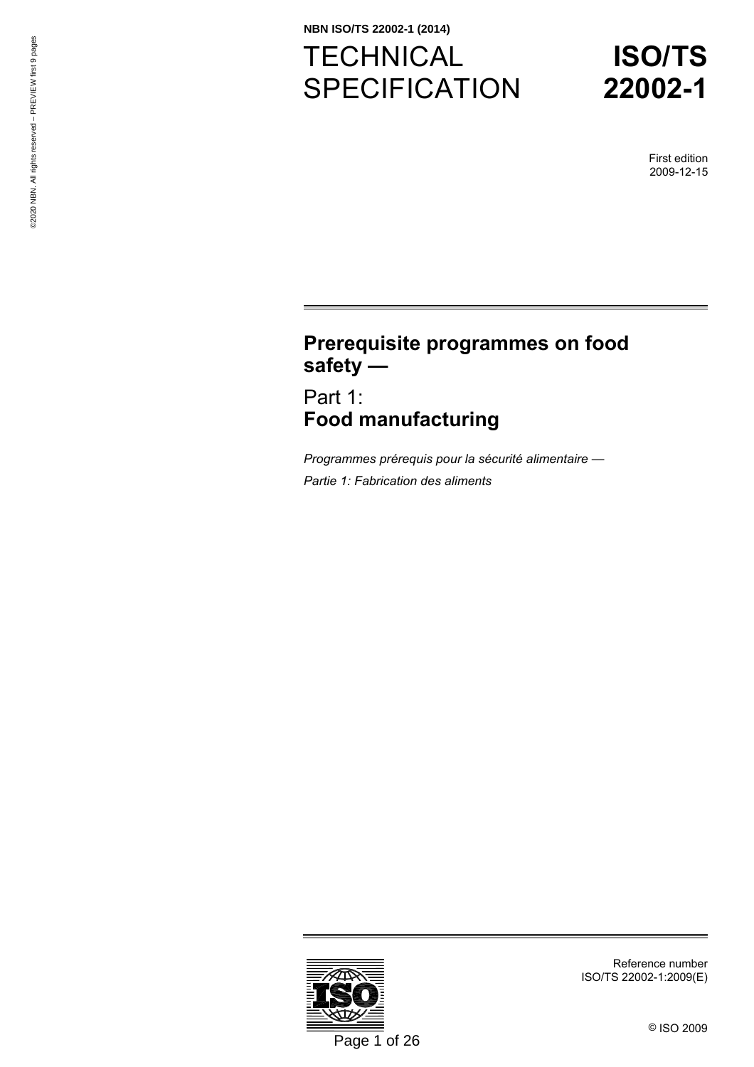NBN ISO/TS 22002-1 (2014)

# TECHNICAL SPECIFICATION

# ISO/TS 22002-1

First edition
2009-12-15

## Prerequisite programmes on food safety —

## Part 1: **Food manufacturing**

*Programmes prérequis pour la sécurité alimentaire —*

*Partie 1: Fabrication des aliments*

Reference number
ISO/TS 22002-1:2009(E)

© ISO 2009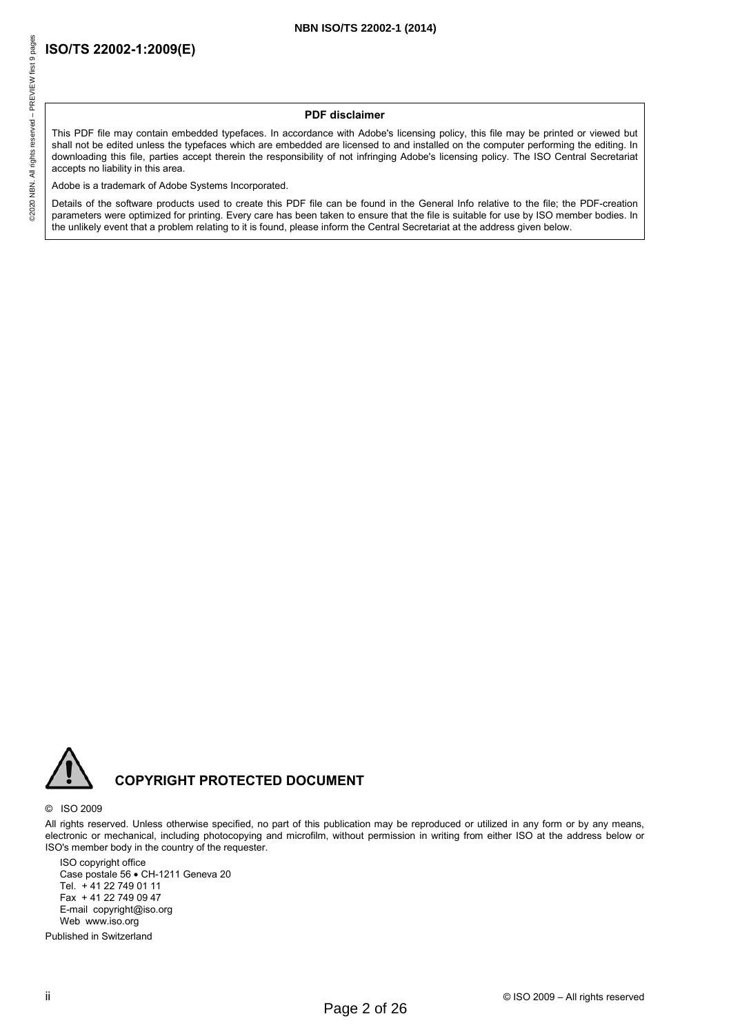**PDF disclaimer**

This PDF file may contain embedded typefaces. In accordance with Adobe's licensing policy, this file may be printed or viewed but shall not be edited unless the typefaces which are embedded are licensed to and installed on the computer performing the editing. In downloading this file, parties accept therein the responsibility of not infringing Adobe's licensing policy. The ISO Central Secretariat accepts no liability in this area.

Adobe is a trademark of Adobe Systems Incorporated.

Details of the software products used to create this PDF file can be found in the General Info relative to the file; the PDF-creation parameters were optimized for printing. Every care has been taken to ensure that the file is suitable for use by ISO member bodies. In the unlikely event that a problem relating to it is found, please inform the Central Secretariat at the address given below.

## COPYRIGHT PROTECTED DOCUMENT

© ISO 2009

All rights reserved. Unless otherwise specified, no part of this publication may be reproduced or utilized in any form or by any means, electronic or mechanical, including photocopying and microfilm, without permission in writing from either ISO at the address below or ISO's member body in the country of the requester.

ISO copyright office
Case postale 56 • CH-1211 Geneva 20
Tel. + 41 22 749 01 11
Fax + 41 22 749 09 47
E-mail copyright@iso.org
Web www.iso.org

Published in Switzerland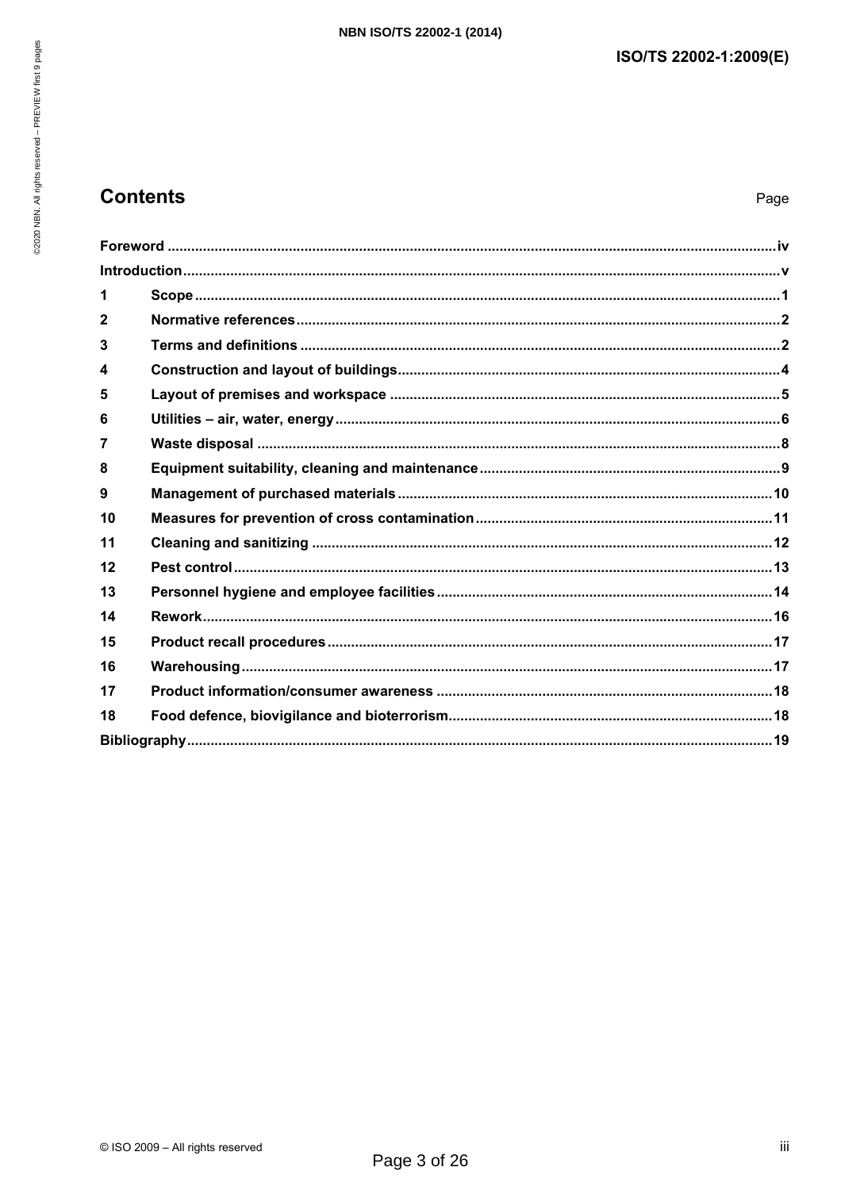## Contents

Page

| | | |
|---|---|---|
| **Foreword** | | **iv** |
| **Introduction** | | **v** |
| **1** | **Scope** | **1** |
| **2** | **Normative references** | **2** |
| **3** | **Terms and definitions** | **2** |
| **4** | **Construction and layout of buildings** | **4** |
| **5** | **Layout of premises and workspace** | **5** |
| **6** | **Utilities – air, water, energy** | **6** |
| **7** | **Waste disposal** | **8** |
| **8** | **Equipment suitability, cleaning and maintenance** | **9** |
| **9** | **Management of purchased materials** | **10** |
| **10** | **Measures for prevention of cross contamination** | **11** |
| **11** | **Cleaning and sanitizing** | **12** |
| **12** | **Pest control** | **13** |
| **13** | **Personnel hygiene and employee facilities** | **14** |
| **14** | **Rework** | **16** |
| **15** | **Product recall procedures** | **17** |
| **16** | **Warehousing** | **17** |
| **17** | **Product information/consumer awareness** | **18** |
| **18** | **Food defence, biovigilance and bioterrorism** | **18** |
| **Bibliography** | | **19** |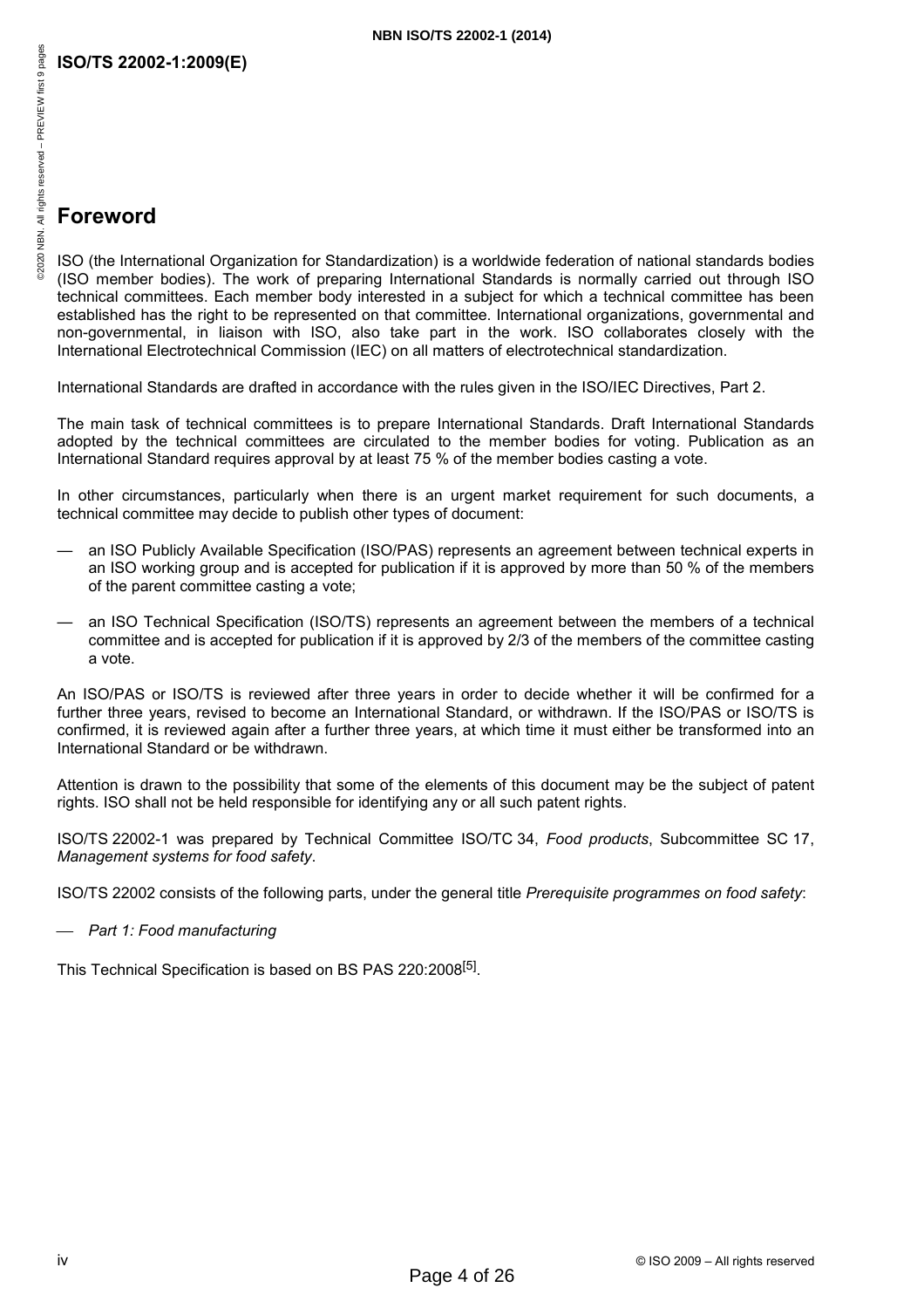# Foreword

ISO (the International Organization for Standardization) is a worldwide federation of national standards bodies (ISO member bodies). The work of preparing International Standards is normally carried out through ISO technical committees. Each member body interested in a subject for which a technical committee has been established has the right to be represented on that committee. International organizations, governmental and non-governmental, in liaison with ISO, also take part in the work. ISO collaborates closely with the International Electrotechnical Commission (IEC) on all matters of electrotechnical standardization.

International Standards are drafted in accordance with the rules given in the ISO/IEC Directives, Part 2.

The main task of technical committees is to prepare International Standards. Draft International Standards adopted by the technical committees are circulated to the member bodies for voting. Publication as an International Standard requires approval by at least 75 % of the member bodies casting a vote.

In other circumstances, particularly when there is an urgent market requirement for such documents, a technical committee may decide to publish other types of document:

— an ISO Publicly Available Specification (ISO/PAS) represents an agreement between technical experts in an ISO working group and is accepted for publication if it is approved by more than 50 % of the members of the parent committee casting a vote;

— an ISO Technical Specification (ISO/TS) represents an agreement between the members of a technical committee and is accepted for publication if it is approved by 2/3 of the members of the committee casting a vote.

An ISO/PAS or ISO/TS is reviewed after three years in order to decide whether it will be confirmed for a further three years, revised to become an International Standard, or withdrawn. If the ISO/PAS or ISO/TS is confirmed, it is reviewed again after a further three years, at which time it must either be transformed into an International Standard or be withdrawn.

Attention is drawn to the possibility that some of the elements of this document may be the subject of patent rights. ISO shall not be held responsible for identifying any or all such patent rights.

ISO/TS 22002-1 was prepared by Technical Committee ISO/TC 34, *Food products*, Subcommittee SC 17, *Management systems for food safety*.

ISO/TS 22002 consists of the following parts, under the general title *Prerequisite programmes on food safety*:

— *Part 1: Food manufacturing*

This Technical Specification is based on BS PAS 220:2008[5].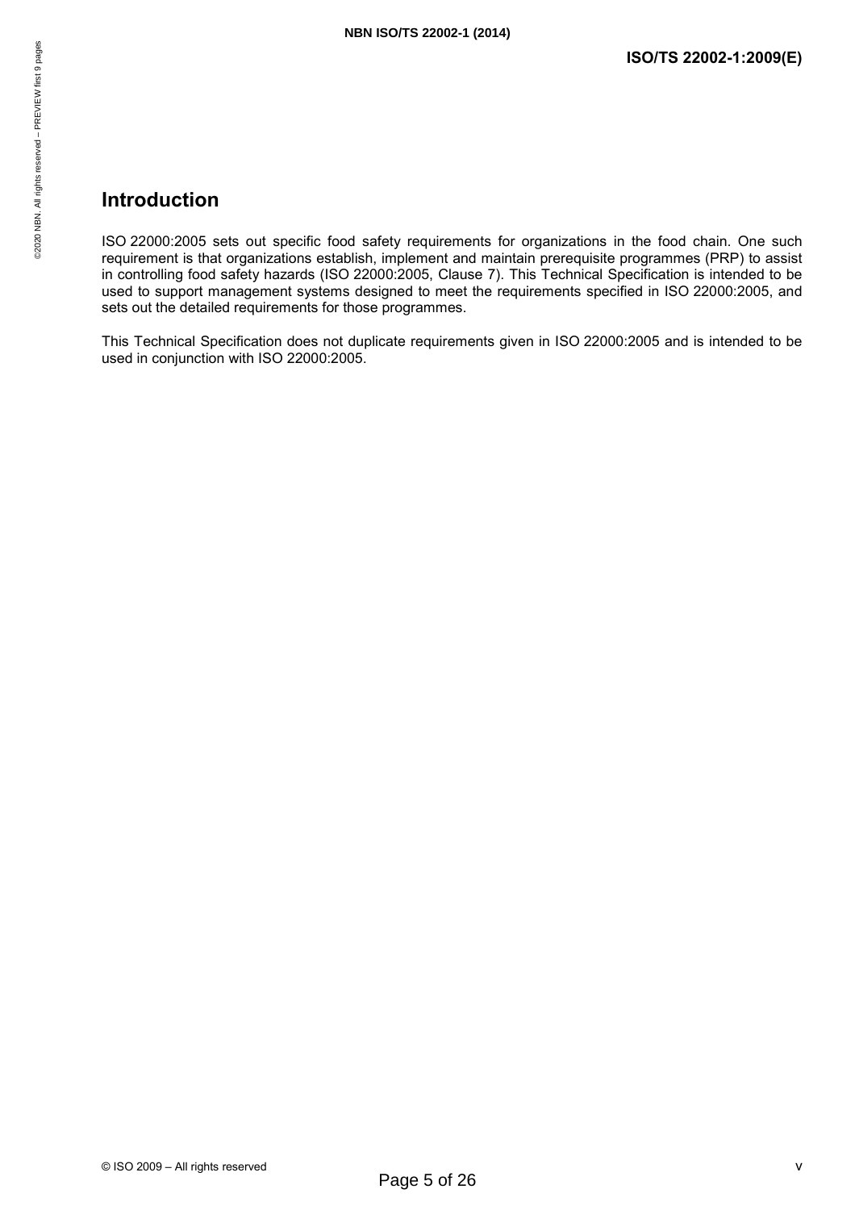## Introduction

ISO 22000:2005 sets out specific food safety requirements for organizations in the food chain. One such requirement is that organizations establish, implement and maintain prerequisite programmes (PRP) to assist in controlling food safety hazards (ISO 22000:2005, Clause 7). This Technical Specification is intended to be used to support management systems designed to meet the requirements specified in ISO 22000:2005, and sets out the detailed requirements for those programmes.

This Technical Specification does not duplicate requirements given in ISO 22000:2005 and is intended to be used in conjunction with ISO 22000:2005.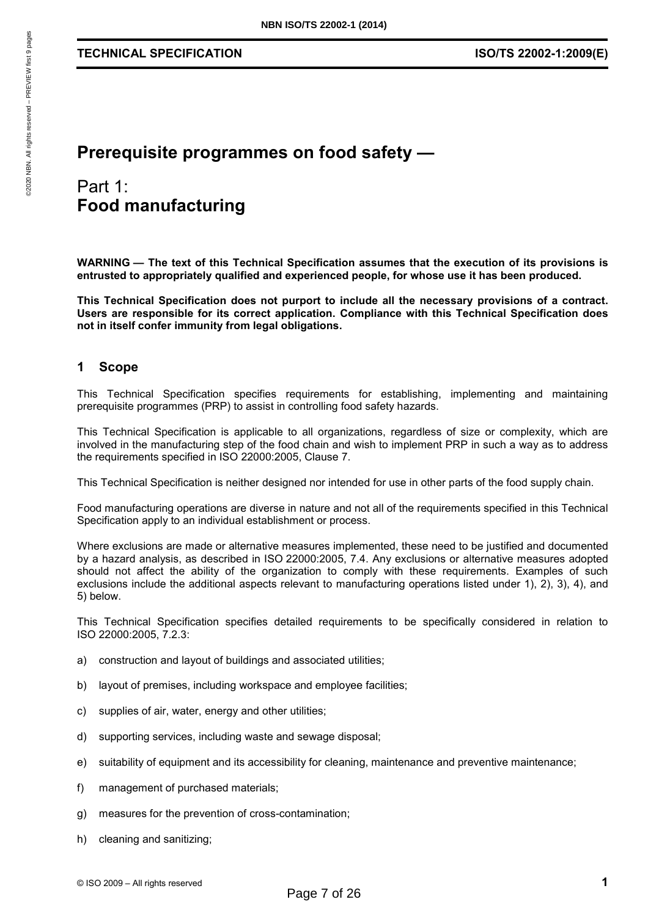# Prerequisite programmes on food safety —

## Part 1: Food manufacturing

**WARNING — The text of this Technical Specification assumes that the execution of its provisions is entrusted to appropriately qualified and experienced people, for whose use it has been produced.**

**This Technical Specification does not purport to include all the necessary provisions of a contract. Users are responsible for its correct application. Compliance with this Technical Specification does not in itself confer immunity from legal obligations.**

## 1 Scope

This Technical Specification specifies requirements for establishing, implementing and maintaining prerequisite programmes (PRP) to assist in controlling food safety hazards.

This Technical Specification is applicable to all organizations, regardless of size or complexity, which are involved in the manufacturing step of the food chain and wish to implement PRP in such a way as to address the requirements specified in ISO 22000:2005, Clause 7.

This Technical Specification is neither designed nor intended for use in other parts of the food supply chain.

Food manufacturing operations are diverse in nature and not all of the requirements specified in this Technical Specification apply to an individual establishment or process.

Where exclusions are made or alternative measures implemented, these need to be justified and documented by a hazard analysis, as described in ISO 22000:2005, 7.4. Any exclusions or alternative measures adopted should not affect the ability of the organization to comply with these requirements. Examples of such exclusions include the additional aspects relevant to manufacturing operations listed under 1), 2), 3), 4), and 5) below.

This Technical Specification specifies detailed requirements to be specifically considered in relation to ISO 22000:2005, 7.2.3:

a) construction and layout of buildings and associated utilities;

b) layout of premises, including workspace and employee facilities;

c) supplies of air, water, energy and other utilities;

d) supporting services, including waste and sewage disposal;

e) suitability of equipment and its accessibility for cleaning, maintenance and preventive maintenance;

f) management of purchased materials;

g) measures for the prevention of cross-contamination;

h) cleaning and sanitizing;